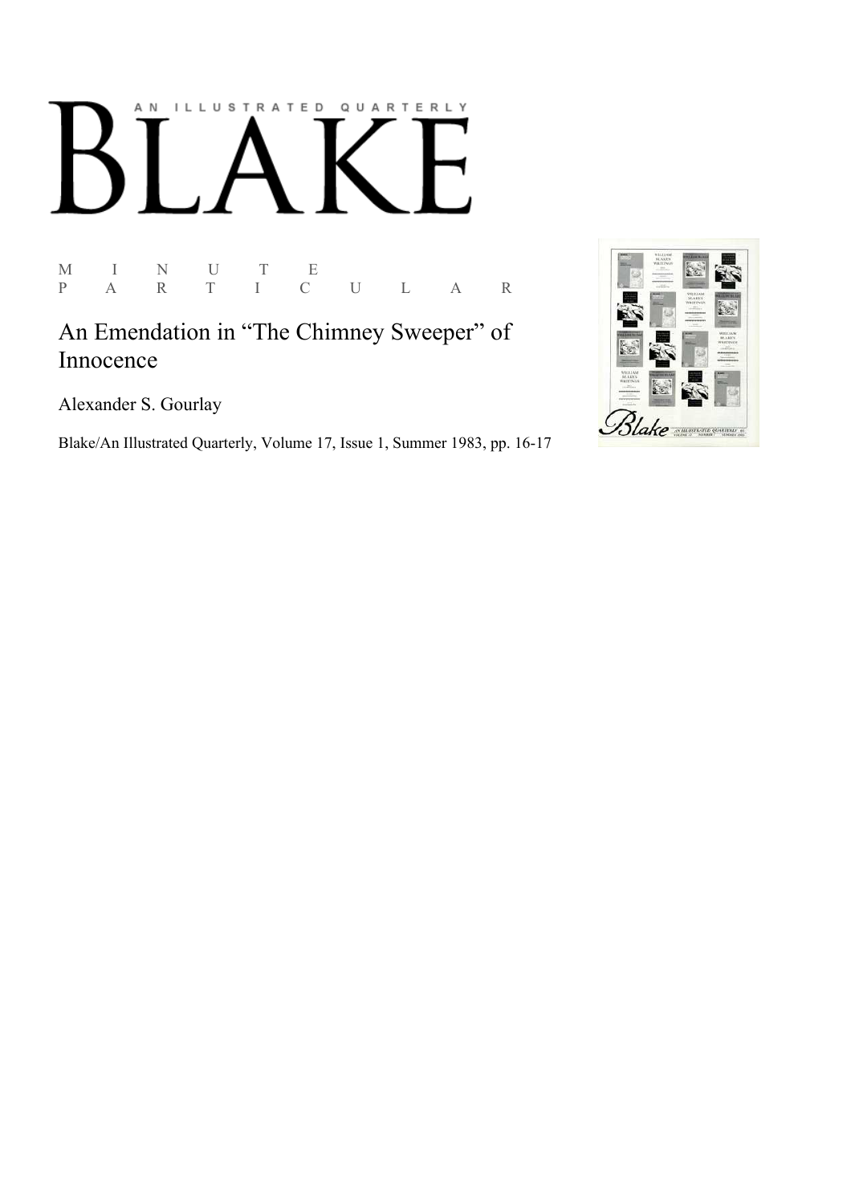AN ILLUSTRATED QUARTERLY

# BLAKE

M I N U T E P A R T I C U L A R

## An Emendation in "The Chimney Sweeper" of Innocence

Alexander S. Gourlay

Blake/An Illustrated Quarterly, Volume 17, Issue 1, Summer 1983, pp. 16-17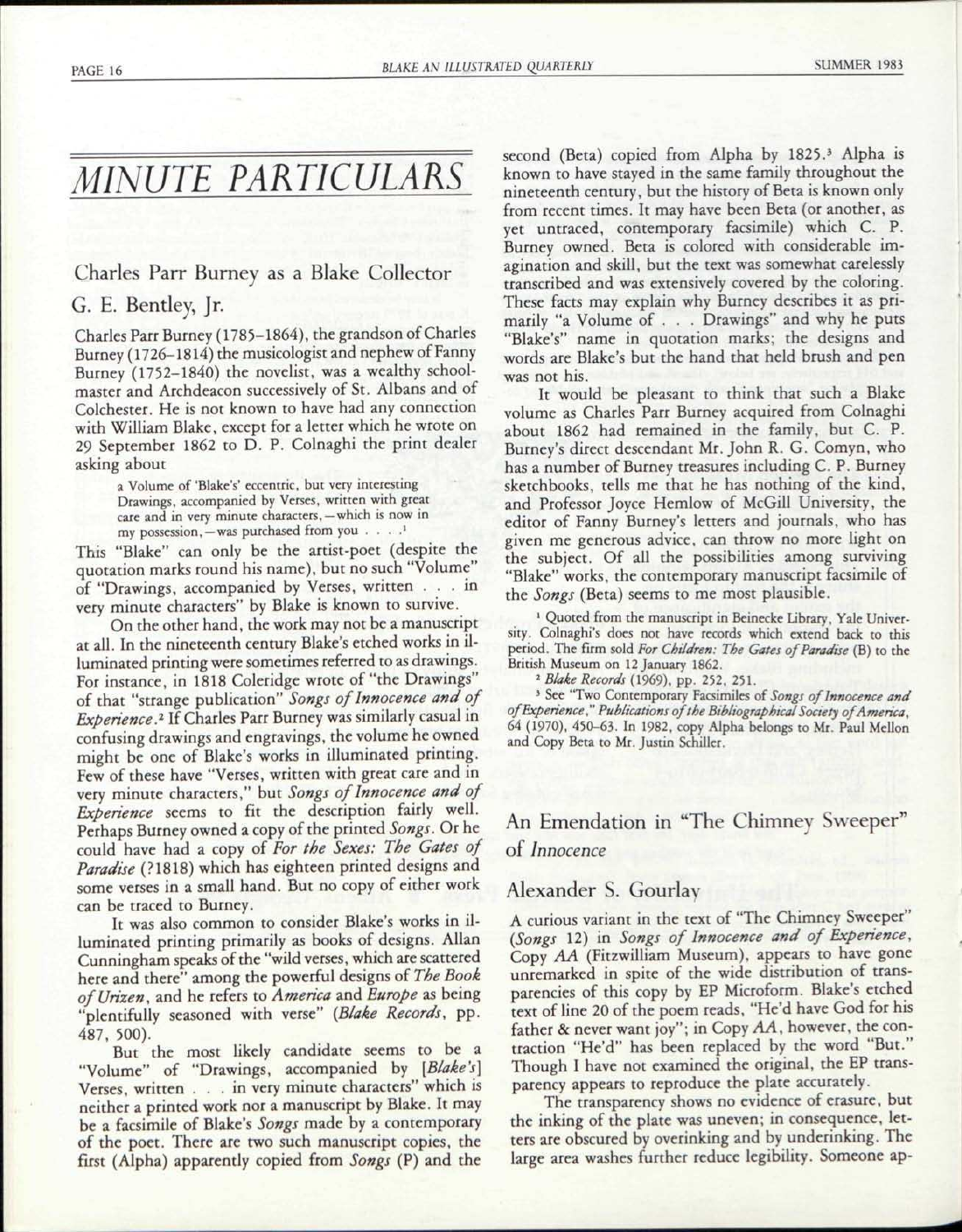# MINUTE PARTICULARS

## Charles Parr Burney as a Blake Collector

### G. E. Bentley, Jr.

Charles Parr Burney (1785–1864), the grandson of Charles Burney (1726–1814) the musicologist and nephew of Fanny Burney (1752–1840) the novelist, was a wealthy schoolmaster and Archdeacon successively of St. Albans and of Colchester. He is not known to have had any connection with William Blake, except for a letter which he wrote on 29 September 1862 to D. P. Colnaghi the print dealer asking about

> a Volume of 'Blake's' eccentric, but very interesting Drawings, accompanied by Verses, written with great care and in very minute characters,—which is now in my possession,—was purchased from you . . . .[1]

This "Blake" can only be the artist-poet (despite the quotation marks round his name), but no such "Volume" of "Drawings, accompanied by Verses, written . . . in very minute characters" by Blake is known to survive.

On the other hand, the work may not be a manuscript at all. In the nineteenth century Blake's etched works in illuminated printing were sometimes referred to as drawings. For instance, in 1818 Coleridge wrote of "the Drawings" of that "strange publication" *Songs of Innocence and of Experience*.[2] If Charles Parr Burney was similarly casual in confusing drawings and engravings, the volume he owned might be one of Blake's works in illuminated printing. Few of these have "Verses, written with great care and in very minute characters," but *Songs of Innocence and of Experience* seems to fit the description fairly well. Perhaps Burney owned a copy of the printed *Songs*. Or he could have had a copy of *For the Sexes: The Gates of Paradise* (?1818) which has eighteen printed designs and some verses in a small hand. But no copy of either work can be traced to Burney.

It was also common to consider Blake's works in illuminated printing primarily as books of designs. Allan Cunningham speaks of the "wild verses, which are scattered here and there" among the powerful designs of *The Book of Urizen*, and he refers to *America* and *Europe* as being "plentifully seasoned with verse" (*Blake Records*, pp. 487, 500).

But the most likely candidate seems to be a "Volume" of "Drawings, accompanied by [*Blake's*] Verses, written . . . in very minute characters" which is neither a printed work nor a manuscript by Blake. It may be a facsimile of Blake's *Songs* made by a contemporary of the poet. There are two such manuscript copies, the first (Alpha) apparently copied from *Songs* (P) and the second (Beta) copied from Alpha by 1825.[3] Alpha is known to have stayed in the same family throughout the nineteenth century, but the history of Beta is known only from recent times. It may have been Beta (or another, as yet untraced, contemporary facsimile) which C. P. Burney owned. Beta is colored with considerable imagination and skill, but the text was somewhat carelessly transcribed and was extensively covered by the coloring. These facts may explain why Burney describes it as primarily "a Volume of . . . Drawings" and why he puts "Blake's" name in quotation marks; the designs and words are Blake's but the hand that held brush and pen was not his.

It would be pleasant to think that such a Blake volume as Charles Parr Burney acquired from Colnaghi about 1862 had remained in the family, but C. P. Burney's direct descendant Mr. John R. G. Comyn, who has a number of Burney treasures including C. P. Burney sketchbooks, tells me that he has nothing of the kind, and Professor Joyce Hemlow of McGill University, the editor of Fanny Burney's letters and journals, who has given me generous advice, can throw no more light on the subject. Of all the possibilities among surviving "Blake" works, the contemporary manuscript facsimile of the *Songs* (Beta) seems to me most plausible.

[1] Quoted from the manuscript in Beinecke Library, Yale University. Colnaghi's does not have records which extend back to this period. The firm sold *For Children: The Gates of Paradise* (B) to the British Museum on 12 January 1862.

[2] *Blake Records* (1969), pp. 252, 251.

[3] See "Two Contemporary Facsimiles of *Songs of Innocence and of Experience*," *Publications of the Bibliographical Society of America*, 64 (1970), 450–63. In 1982, copy Alpha belongs to Mr. Paul Mellon and Copy Beta to Mr. Justin Schiller.

## An Emendation in "The Chimney Sweeper" of *Innocence*

### Alexander S. Gourlay

A curious variant in the text of "The Chimney Sweeper" (*Songs* 12) in *Songs of Innocence and of Experience*, Copy *AA* (Fitzwilliam Museum), appears to have gone unremarked in spite of the wide distribution of transparencies of this copy by EP Microform. Blake's etched text of line 20 of the poem reads, "He'd have God for his father & never want joy"; in Copy *AA*, however, the contraction "He'd" has been replaced by the word "But." Though I have not examined the original, the EP transparency appears to reproduce the plate accurately.

The transparency shows no evidence of erasure, but the inking of the plate was uneven; in consequence, letters are obscured by overinking and by underinking. The large area washes further reduce legibility. Someone ap-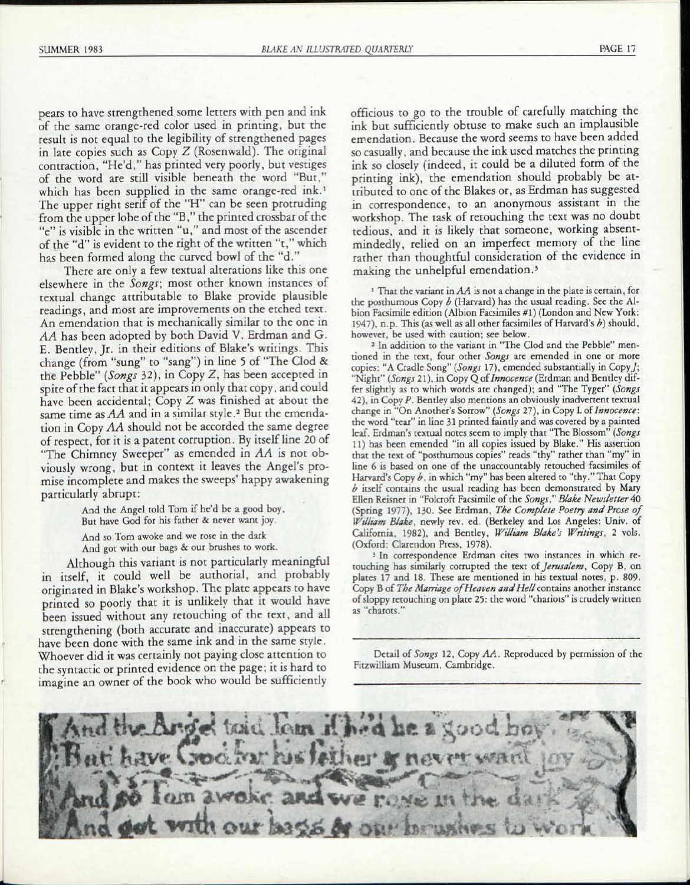pears to have strengthened some letters with pen and ink of the same orange-red color used in printing, but the result is not equal to the legibility of strengthened pages in late copies such as Copy *Z* (Rosenwald). The original contraction, "He'd," has printed very poorly, but vestiges of the word are still visible beneath the word "But," which has been supplied in the same orange-red ink.[1] The upper right serif of the "H" can be seen protruding from the upper lobe of the "B," the printed crossbar of the "e" is visible in the written "u," and most of the ascender of the "d" is evident to the right of the written "t," which has been formed along the curved bowl of the "d."

There are only a few textual alterations like this one elsewhere in the *Songs*; most other known instances of textual change attributable to Blake provide plausible readings, and most are improvements on the etched text. An emendation that is mechanically similar to the one in *AA* has been adopted by both David V. Erdman and G. E. Bentley, Jr. in their editions of Blake's writings. This change (from "sung" to "sang") in line 5 of "The Clod & the Pebble" (*Songs* 32), in Copy *Z*, has been accepted in spite of the fact that it appears in only that copy, and could have been accidental; Copy *Z* was finished at about the same time as *AA* and in a similar style.[2] But the emendation in Copy *AA* should not be accorded the same degree of respect, for it is a patent corruption. By itself line 20 of "The Chimney Sweeper" as emended in *AA* is not obviously wrong, but in context it leaves the Angel's promise incomplete and makes the sweeps' happy awakening particularly abrupt:

> And the Angel told Tom if he'd be a good boy,
> But have God for his father & never want joy.
>
> And so Tom awoke and we rose in the dark
> And got with our bags & our brushes to work.

Although this variant is not particularly meaningful in itself, it could well be authorial, and probably originated in Blake's workshop. The plate appears to have printed so poorly that it is unlikely that it would have been issued without any retouching of the text, and all strengthening (both accurate and inaccurate) appears to have been done with the same ink and in the same style. Whoever did it was certainly not paying close attention to the syntactic or printed evidence on the page; it is hard to imagine an owner of the book who would be sufficiently officious to go to the trouble of carefully matching the ink but sufficiently obtuse to make such an implausible emendation. Because the word seems to have been added so casually, and because the ink used matches the printing ink so closely (indeed, it could be a diluted form of the printing ink), the emendation should probably be attributed to one of the Blakes or, as Erdman has suggested in correspondence, to an anonymous assistant in the workshop. The task of retouching the text was no doubt tedious, and it is likely that someone, working absent-mindedly, relied on an imperfect memory of the line rather than thoughtful consideration of the evidence in making the unhelpful emendation.[3]

[1] That the variant in *AA* is not a change in the plate is certain, for the posthumous Copy *b* (Harvard) has the usual reading. See the Albion Facsimile edition (Albion Facsimiles #1) (London and New York: 1947), n.p. This (as well as all other facsimiles of Harvard's *b*) should, however, be used with caution; see below.

[2] In addition to the variant in "The Clod and the Pebble" mentioned in the text, four other *Songs* are emended in one or more copies: "A Cradle Song" (*Songs* 17), emended substantially in Copy *J*; "Night" (*Songs* 21), in Copy Q of *Innocence* (Erdman and Bentley differ slightly as to which words are changed); and "The Tyger" (*Songs* 42), in Copy *P*. Bentley also mentions an obviously inadvertent textual change in "On Another's Sorrow" (*Songs* 27), in Copy L of *Innocence*: the word "tear" in line 31 printed faintly and was covered by a painted leaf. Erdman's textual notes seem to imply that "The Blossom" (*Songs* 11) has been emended "in all copies issued by Blake." His assertion that the text of "posthumous copies" reads "thy" rather than "my" in line 6 is based on one of the unaccountably retouched facsimiles of Harvard's Copy *b*, in which "my" has been altered to "thy." That Copy *b* itself contains the usual reading has been demonstrated by Mary Ellen Reisner in "Folcroft Facsimile of the *Songs*," *Blake Newsletter* 40 (Spring 1977), 130. See Erdman, *The Complete Poetry and Prose of William Blake*, newly rev. ed. (Berkeley and Los Angeles: Univ. of California, 1982), and Bentley, *William Blake's Writings*, 2 vols. (Oxford: Clarendon Press, 1978).

[3] In correspondence Erdman cites two instances in which retouching has similarly corrupted the text of *Jerusalem*, Copy B, on plates 17 and 18. These are mentioned in his textual notes, p. 809. Copy B of *The Marriage of Heaven and Hell* contains another instance of sloppy retouching on plate 25: the word "chariots" is crudely written as "charots."

Detail of *Songs* 12, Copy *AA*. Reproduced by permission of the Fitzwilliam Museum, Cambridge.